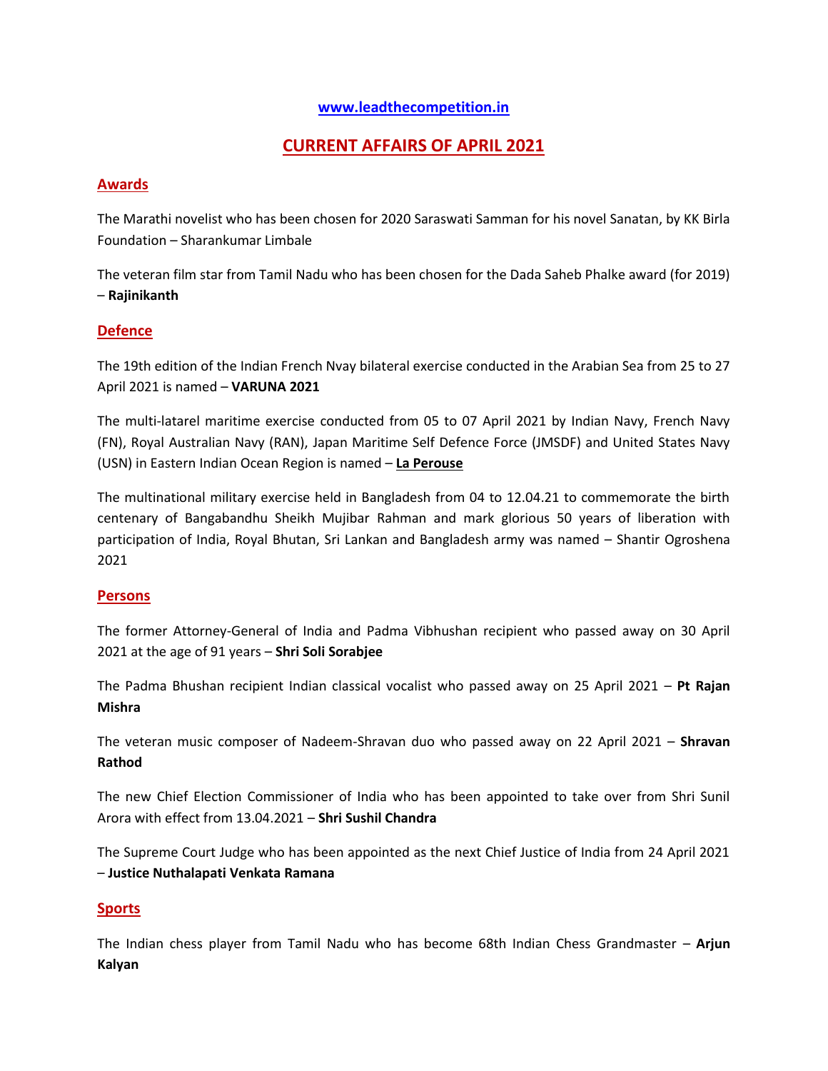[www.leadthecompetition.in](http://www.leadthecompetition.in)

# CURRENT AFFAIRS OF APRIL 2021

## Awards

The Marathi novelist who has been chosen for 2020 Saraswati Samman for his novel Sanatan, by KK Birla Foundation – Sharankumar Limbale

The veteran film star from Tamil Nadu who has been chosen for the Dada Saheb Phalke award (for 2019) – **Rajinikanth**

## Defence

The 19th edition of the Indian French Nvay bilateral exercise conducted in the Arabian Sea from 25 to 27 April 2021 is named – **VARUNA 2021**

The multi-latarel maritime exercise conducted from 05 to 07 April 2021 by Indian Navy, French Navy (FN), Royal Australian Navy (RAN), Japan Maritime Self Defence Force (JMSDF) and United States Navy (USN) in Eastern Indian Ocean Region is named – **La Perouse**

The multinational military exercise held in Bangladesh from 04 to 12.04.21 to commemorate the birth centenary of Bangabandhu Sheikh Mujibar Rahman and mark glorious 50 years of liberation with participation of India, Royal Bhutan, Sri Lankan and Bangladesh army was named – Shantir Ogroshena 2021

## Persons

The former Attorney-General of India and Padma Vibhushan recipient who passed away on 30 April 2021 at the age of 91 years – **Shri Soli Sorabjee**

The Padma Bhushan recipient Indian classical vocalist who passed away on 25 April 2021 – **Pt Rajan Mishra**

The veteran music composer of Nadeem-Shravan duo who passed away on 22 April 2021 – **Shravan Rathod**

The new Chief Election Commissioner of India who has been appointed to take over from Shri Sunil Arora with effect from 13.04.2021 – **Shri Sushil Chandra**

The Supreme Court Judge who has been appointed as the next Chief Justice of India from 24 April 2021 – **Justice Nuthalapati Venkata Ramana**

## Sports

The Indian chess player from Tamil Nadu who has become 68th Indian Chess Grandmaster – **Arjun Kalyan**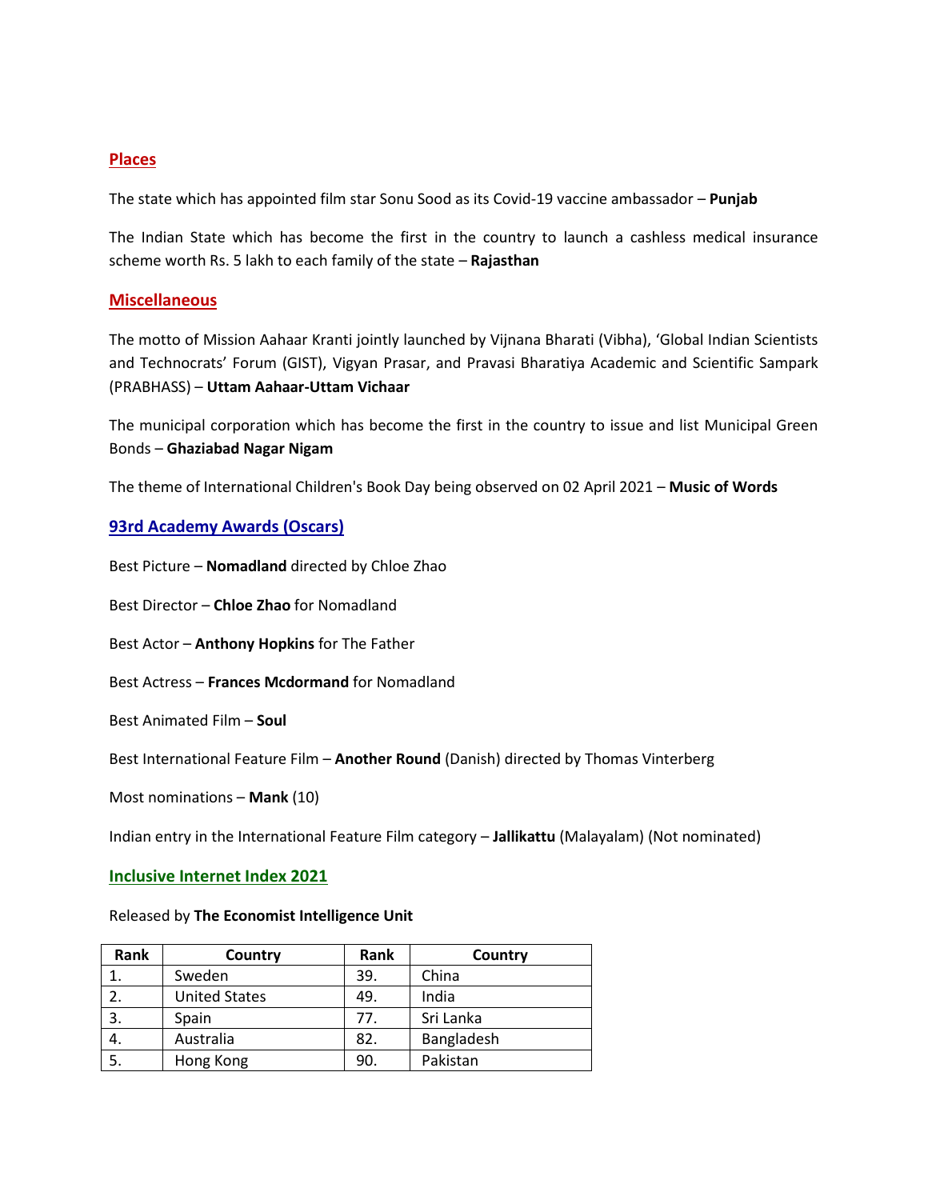## Places

The state which has appointed film star Sonu Sood as its Covid-19 vaccine ambassador – **Punjab**

The Indian State which has become the first in the country to launch a cashless medical insurance scheme worth Rs. 5 lakh to each family of the state – **Rajasthan**

## Miscellaneous

The motto of Mission Aahaar Kranti jointly launched by Vijnana Bharati (Vibha), 'Global Indian Scientists and Technocrats' Forum (GIST), Vigyan Prasar, and Pravasi Bharatiya Academic and Scientific Sampark (PRABHASS) – **Uttam Aahaar-Uttam Vichaar**

The municipal corporation which has become the first in the country to issue and list Municipal Green Bonds – **Ghaziabad Nagar Nigam**

The theme of International Children's Book Day being observed on 02 April 2021 – **Music of Words**

## 93rd Academy Awards (Oscars)

Best Picture – **Nomadland** directed by Chloe Zhao

Best Director – **Chloe Zhao** for Nomadland

Best Actor – **Anthony Hopkins** for The Father

Best Actress – **Frances Mcdormand** for Nomadland

Best Animated Film – **Soul**

Best International Feature Film – **Another Round** (Danish) directed by Thomas Vinterberg

Most nominations – **Mank** (10)

Indian entry in the International Feature Film category – **Jallikattu** (Malayalam) (Not nominated)

## Inclusive Internet Index 2021

Released by **The Economist Intelligence Unit**

| Rank | Country | Rank | Country |
|---|---|---|---|
| 1. | Sweden | 39. | China |
| 2. | United States | 49. | India |
| 3. | Spain | 77. | Sri Lanka |
| 4. | Australia | 82. | Bangladesh |
| 5. | Hong Kong | 90. | Pakistan |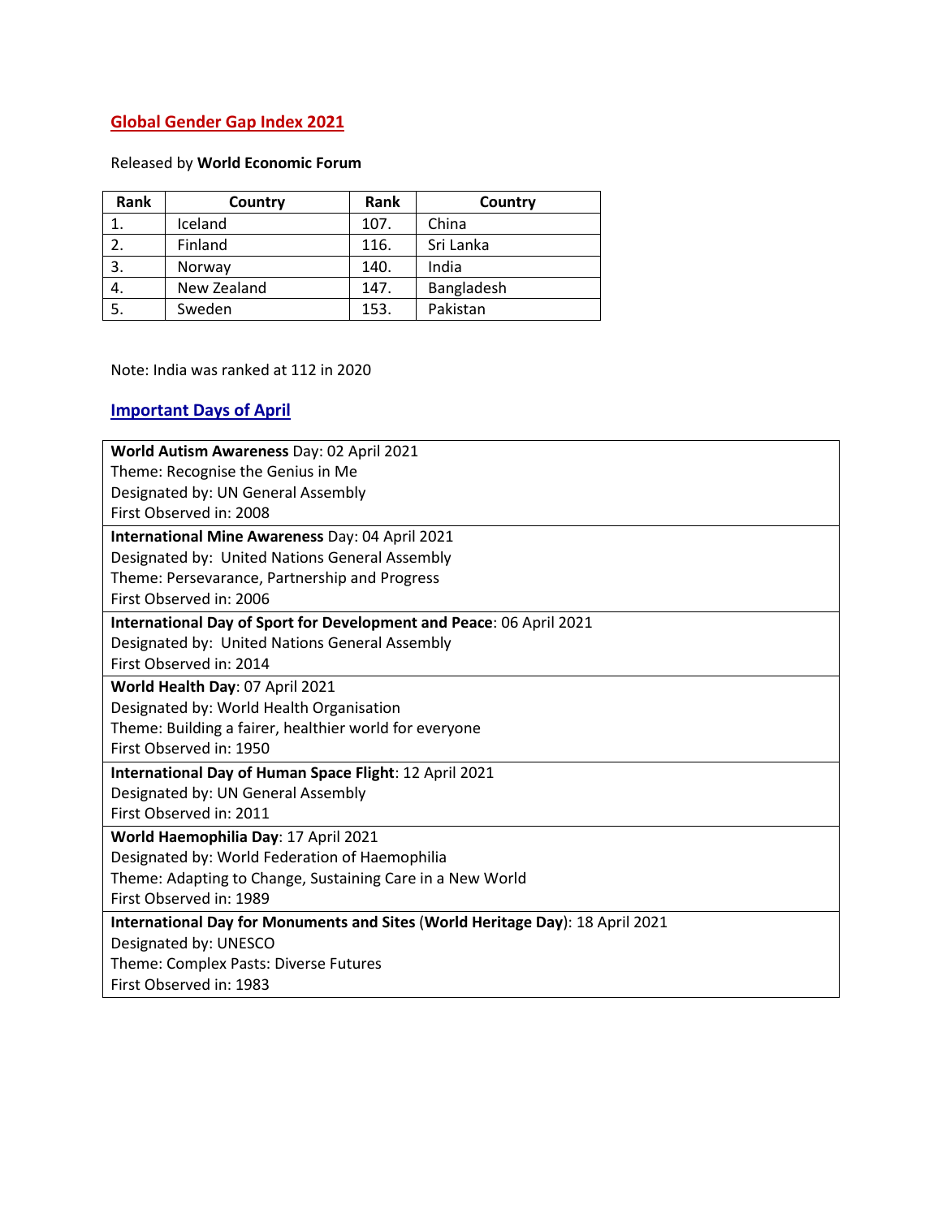## Global Gender Gap Index 2021

Released by **World Economic Forum**

| Rank | Country | Rank | Country |
|---|---|---|---|
| 1. | Iceland | 107. | China |
| 2. | Finland | 116. | Sri Lanka |
| 3. | Norway | 140. | India |
| 4. | New Zealand | 147. | Bangladesh |
| 5. | Sweden | 153. | Pakistan |

Note: India was ranked at 112 in 2020

## Important Days of April

**World Autism Awareness** Day: 02 April 2021
Theme: Recognise the Genius in Me
Designated by: UN General Assembly
First Observed in: 2008

**International Mine Awareness** Day: 04 April 2021
Designated by: United Nations General Assembly
Theme: Persevarance, Partnership and Progress
First Observed in: 2006

**International Day of Sport for Development and Peace**: 06 April 2021
Designated by: United Nations General Assembly
First Observed in: 2014

**World Health Day**: 07 April 2021
Designated by: World Health Organisation
Theme: Building a fairer, healthier world for everyone
First Observed in: 1950

**International Day of Human Space Flight**: 12 April 2021
Designated by: UN General Assembly
First Observed in: 2011

**World Haemophilia Day**: 17 April 2021
Designated by: World Federation of Haemophilia
Theme: Adapting to Change, Sustaining Care in a New World
First Observed in: 1989

**International Day for Monuments and Sites** (**World Heritage Day**): 18 April 2021
Designated by: UNESCO
Theme: Complex Pasts: Diverse Futures
First Observed in: 1983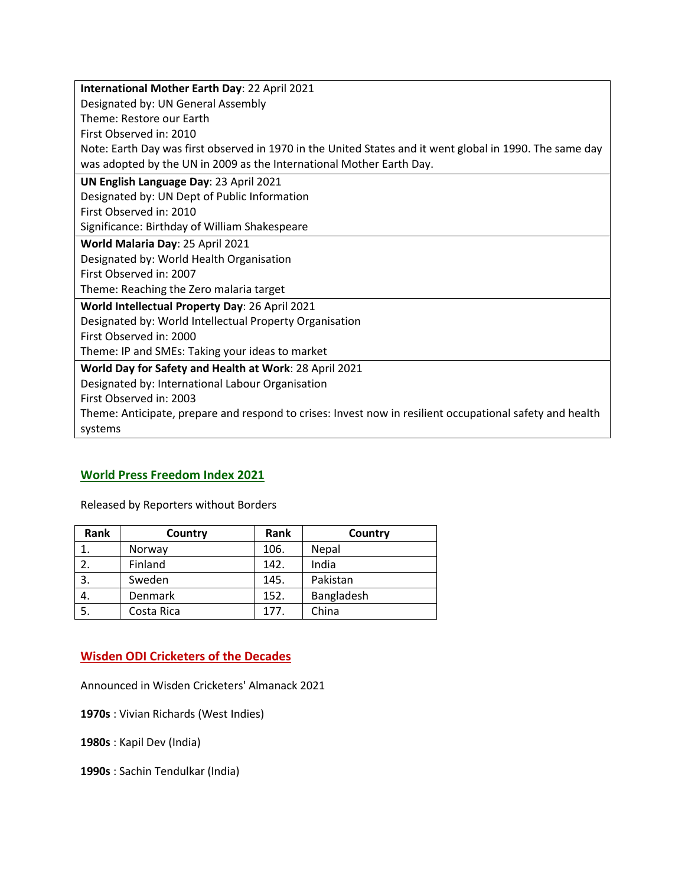| **International Mother Earth Day**: 22 April 2021<br>Designated by: UN General Assembly<br>Theme: Restore our Earth<br>First Observed in: 2010<br>Note: Earth Day was first observed in 1970 in the United States and it went global in 1990. The same day was adopted by the UN in 2009 as the International Mother Earth Day. |
|---|
| **UN English Language Day**: 23 April 2021<br>Designated by: UN Dept of Public Information<br>First Observed in: 2010<br>Significance: Birthday of William Shakespeare |
| **World Malaria Day**: 25 April 2021<br>Designated by: World Health Organisation<br>First Observed in: 2007<br>Theme: Reaching the Zero malaria target |
| **World Intellectual Property Day**: 26 April 2021<br>Designated by: World Intellectual Property Organisation<br>First Observed in: 2000<br>Theme: IP and SMEs: Taking your ideas to market |
| **World Day for Safety and Health at Work**: 28 April 2021<br>Designated by: International Labour Organisation<br>First Observed in: 2003<br>Theme: Anticipate, prepare and respond to crises: Invest now in resilient occupational safety and health systems |

## World Press Freedom Index 2021

Released by Reporters without Borders

| Rank | Country | Rank | Country |
|---|---|---|---|
| 1. | Norway | 106. | Nepal |
| 2. | Finland | 142. | India |
| 3. | Sweden | 145. | Pakistan |
| 4. | Denmark | 152. | Bangladesh |
| 5. | Costa Rica | 177. | China |

## Wisden ODI Cricketers of the Decades

Announced in Wisden Cricketers' Almanack 2021

**1970s** : Vivian Richards (West Indies)

**1980s** : Kapil Dev (India)

**1990s** : Sachin Tendulkar (India)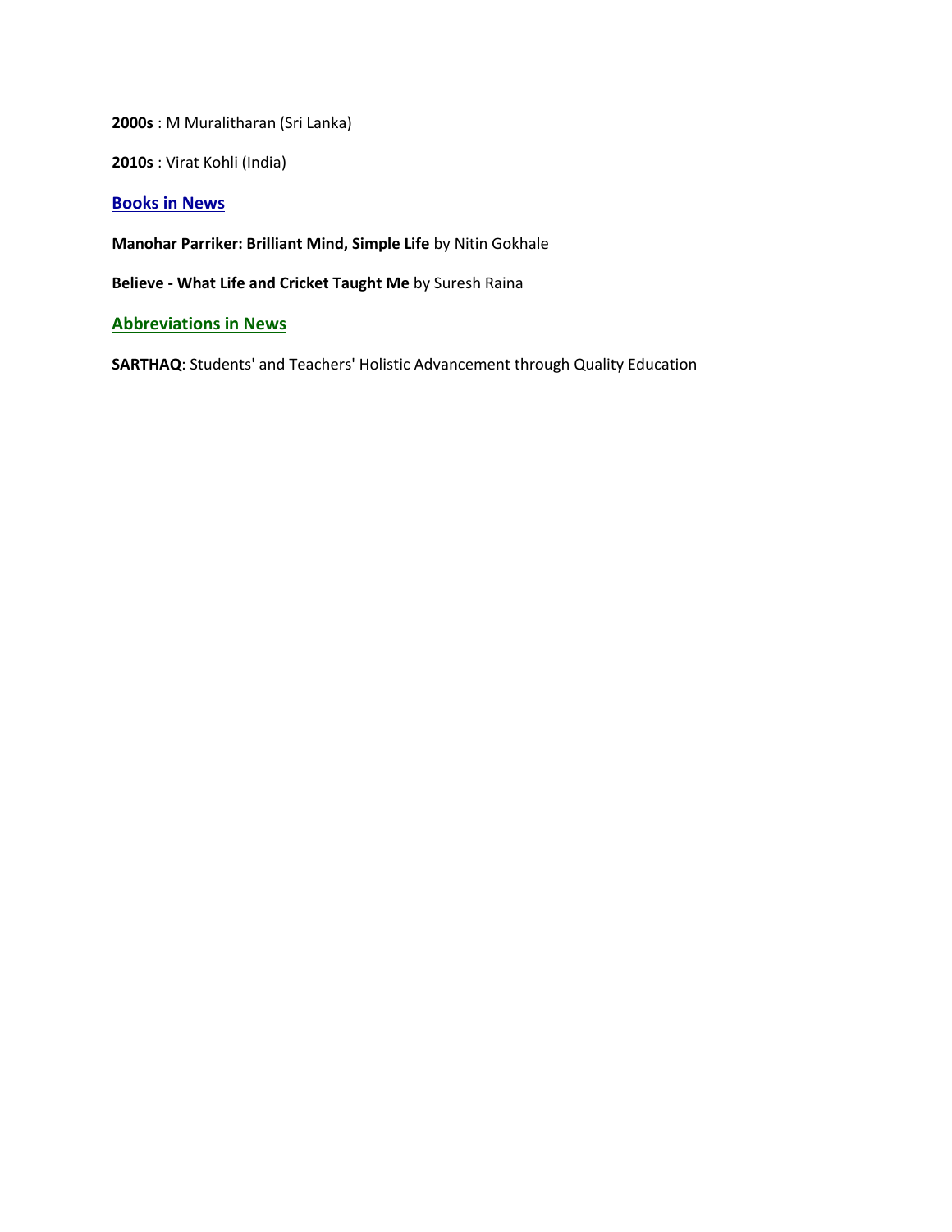**2000s** : M Muralitharan (Sri Lanka)

**2010s** : Virat Kohli (India)

## Books in News

**Manohar Parriker: Brilliant Mind, Simple Life** by Nitin Gokhale

**Believe - What Life and Cricket Taught Me** by Suresh Raina

## Abbreviations in News

**SARTHAQ**: Students' and Teachers' Holistic Advancement through Quality Education